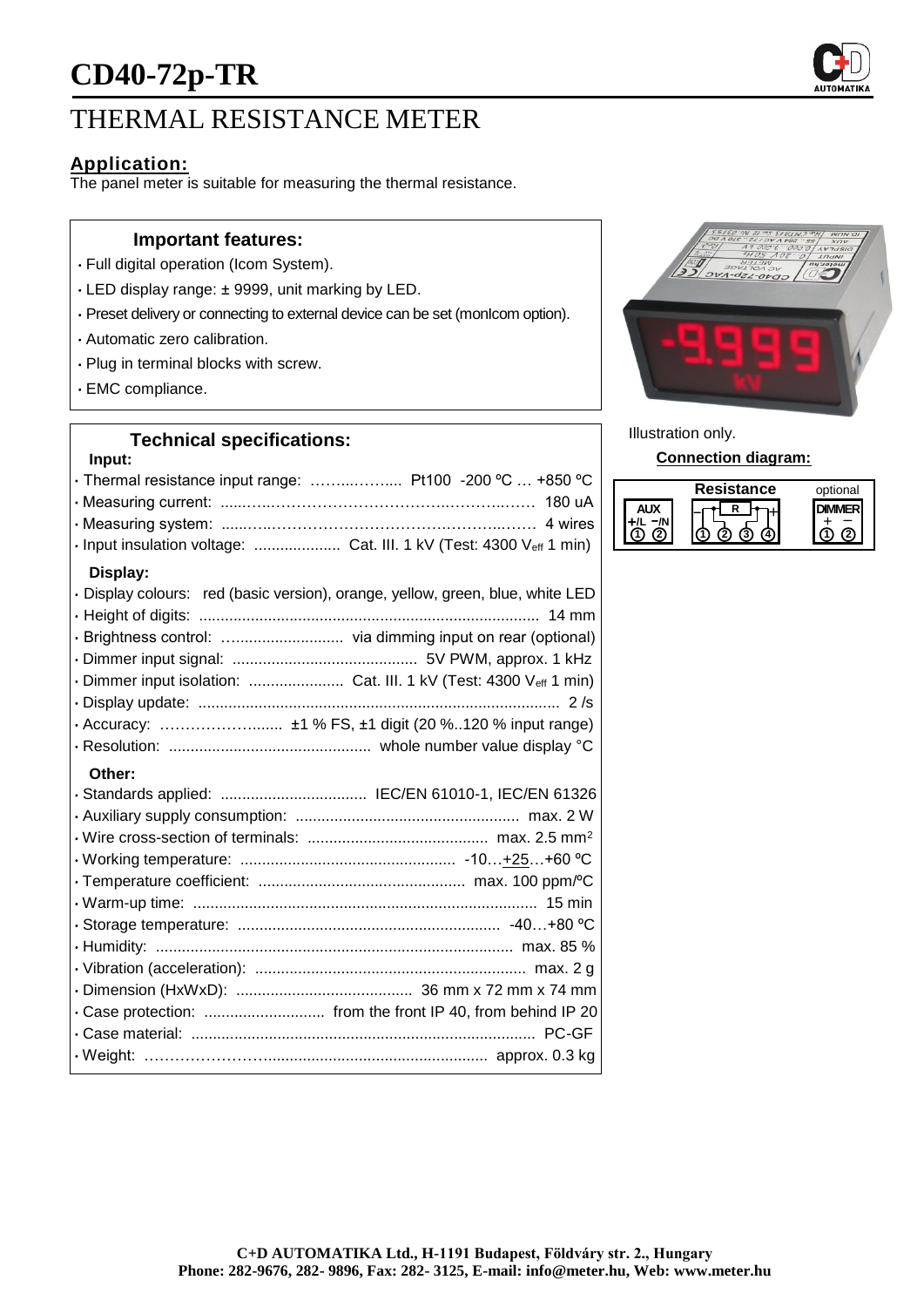# CD40-72p-TR

## THERMAL RESISTANCE METER

### Application:

The panel meter is suitable for measuring the thermal resistance.

### Important features:

- Full digital operation (Icom System).
- LED display range: ± 9999, unit marking by LED.
- Preset delivery or connecting to external device can be set (monIcom option).
- Automatic zero calibration.
- Plug in terminal blocks with screw.
- EMC compliance.

Illustration only.

**Connection diagram:**

| AUX | Resistance | optional DIMMER |
|---|---|---|
| +/L −/N | R | + − |
| ① ② | ① ② ③ ④ | ① ② |

### Technical specifications:

**Input:**

- Thermal resistance input range: ........ Pt100 -200 ºC … +850 ºC
- Measuring current: ........ 180 uA
- Measuring system: ........ 4 wires
- Input insulation voltage: ........ Cat. III. 1 kV (Test: 4300 $V_{eff}$ 1 min)

**Display:**

- Display colours: red (basic version), orange, yellow, green, blue, white LED
- Height of digits: ........ 14 mm
- Brightness control: ........ via dimming input on rear (optional)
- Dimmer input signal: ........ 5V PWM, approx. 1 kHz
- Dimmer input isolation: ........ Cat. III. 1 kV (Test: 4300 $V_{eff}$ 1 min)
- Display update: ........ 2 /s
- Accuracy: ........ ±1 % FS, ±1 digit (20 %..120 % input range)
- Resolution: ........ whole number value display °C

**Other:**

- Standards applied: ........ IEC/EN 61010-1, IEC/EN 61326
- Auxiliary supply consumption: ........ max. 2 W
- Wire cross-section of terminals: ........ max. 2.5 mm²
- Working temperature: ........ -10…+25…+60 ºC
- Temperature coefficient: ........ max. 100 ppm/ºC
- Warm-up time: ........ 15 min
- Storage temperature: ........ -40…+80 ºC
- Humidity: ........ max. 85 %
- Vibration (acceleration): ........ max. 2 g
- Dimension (HxWxD): ........ 36 mm x 72 mm x 74 mm
- Case protection: ........ from the front IP 40, from behind IP 20
- Case material: ........ PC-GF
- Weight: ........ approx. 0.3 kg

**C+D AUTOMATIKA Ltd., H-1191 Budapest, Földváry str. 2., Hungary**
**Phone: 282-9676, 282- 9896, Fax: 282- 3125, E-mail: info@meter.hu, Web: www.meter.hu**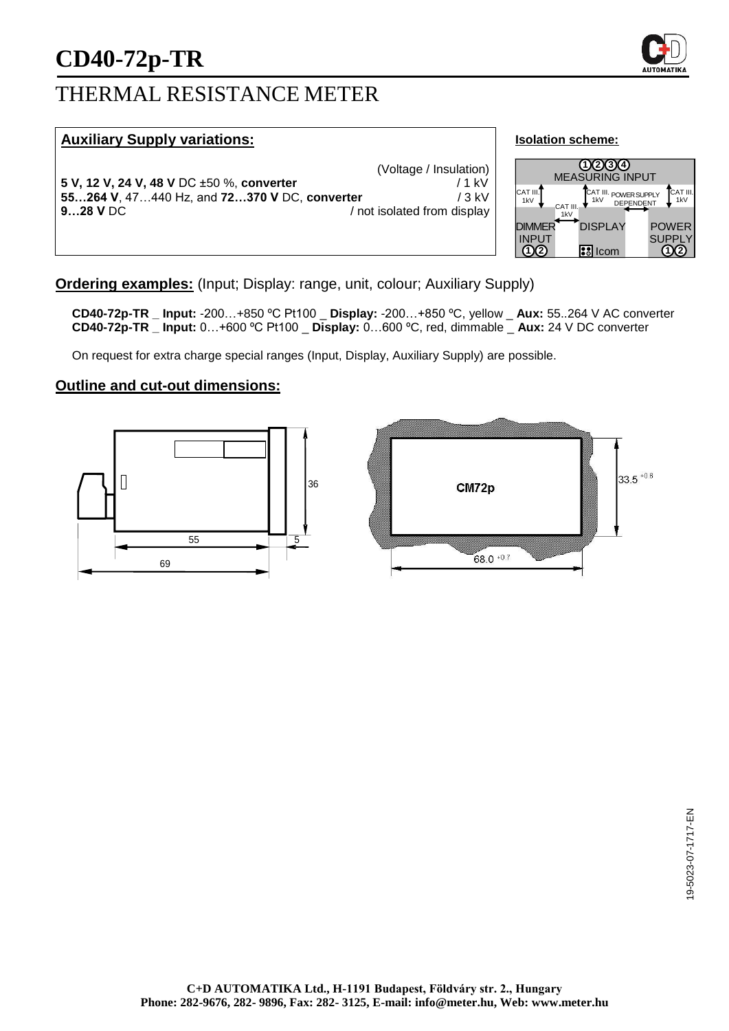# CD40-72p-TR

## THERMAL RESISTANCE METER

### Auxiliary Supply variations:

(Voltage / Insulation)

**5 V, 12 V, 24 V, 48 V** DC ±50 %, **converter** / 1 kV
**55…264 V**, 47…440 Hz, and **72…370 V** DC, **converter** / 3 kV
**9…28 V** DC / not isolated from display

**Isolation scheme:**

①②③④
MEASURING INPUT
CAT III. 1kV
CAT III. 1kV
CAT III. 1kV
POWER SUPPLY DEPENDENT
CAT III. 1kV
DIMMER INPUT ①②
DISPLAY
Icom
POWER SUPPLY ①②

### Ordering examples: (Input; Display: range, unit, colour; Auxiliary Supply)

**CD40-72p-TR** _ **Input:** -200…+850 ºC Pt100 _ **Display:** -200…+850 ºC, yellow _ **Aux:** 55..264 V AC converter
**CD40-72p-TR** _ **Input:** 0…+600 ºC Pt100 _ **Display:** 0…600 ºC, red, dimmable _ **Aux:** 24 V DC converter

On request for extra charge special ranges (Input, Display, Auxiliary Supply) are possible.

### Outline and cut-out dimensions:

36
55
5
69
CM72p
33.5 +0.8
68.0 +0.7

19-5023-07-1717-EN

**C+D AUTOMATIKA Ltd., H-1191 Budapest, Földváry str. 2., Hungary**
**Phone: 282-9676, 282- 9896, Fax: 282- 3125, E-mail: info@meter.hu, Web: www.meter.hu**